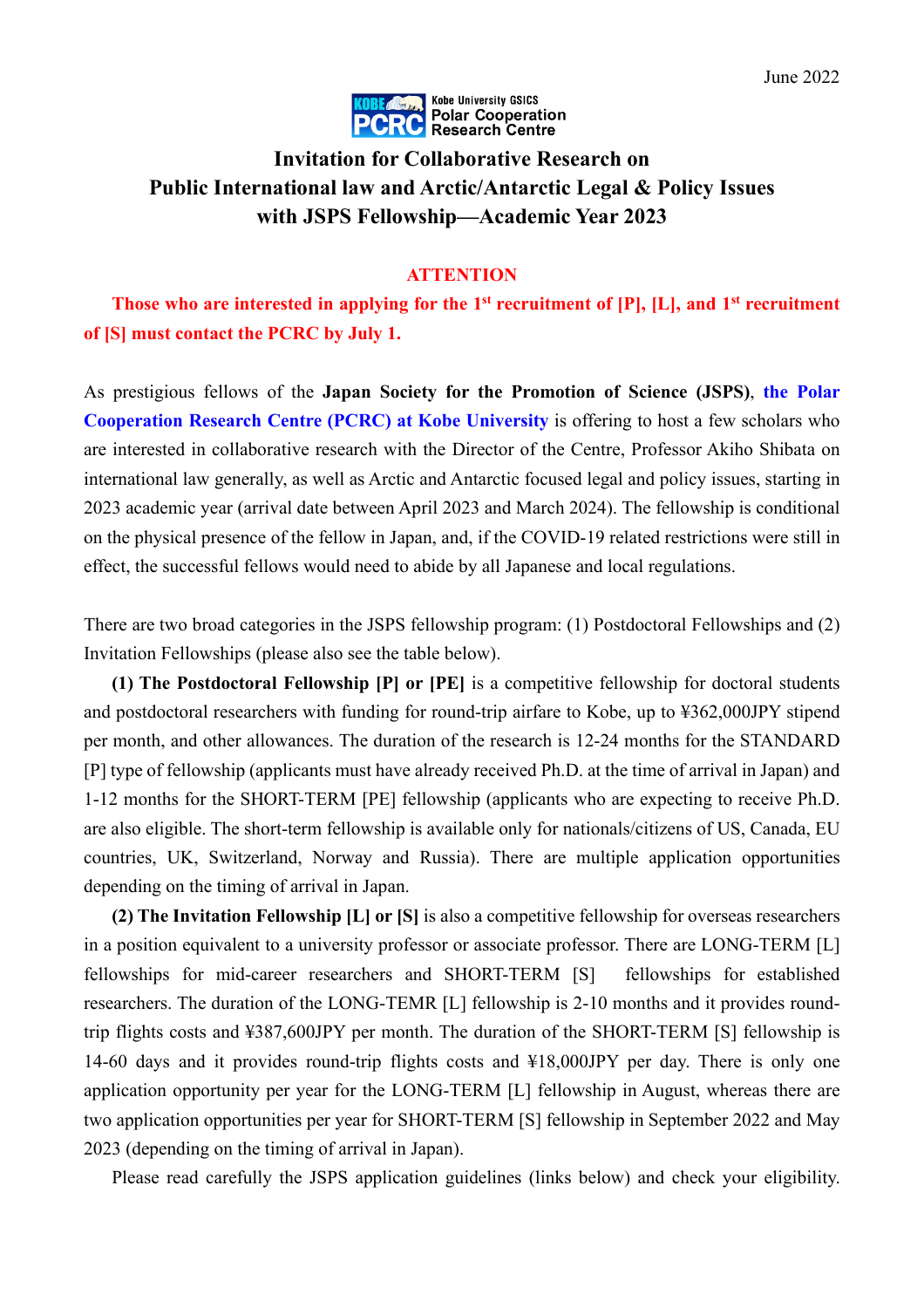June 2022

Kobe University GSICS Polar Cooperation Research Centre

# Invitation for Collaborative Research on Public International law and Arctic/Antarctic Legal & Policy Issues with JSPS Fellowship—Academic Year 2023

**ATTENTION**

**Those who are interested in applying for the 1st recruitment of [P], [L], and 1st recruitment of [S] must contact the PCRC by July 1.**

As prestigious fellows of the **Japan Society for the Promotion of Science (JSPS)**, **the Polar Cooperation Research Centre (PCRC) at Kobe University** is offering to host a few scholars who are interested in collaborative research with the Director of the Centre, Professor Akiho Shibata on international law generally, as well as Arctic and Antarctic focused legal and policy issues, starting in 2023 academic year (arrival date between April 2023 and March 2024). The fellowship is conditional on the physical presence of the fellow in Japan, and, if the COVID-19 related restrictions were still in effect, the successful fellows would need to abide by all Japanese and local regulations.

There are two broad categories in the JSPS fellowship program: (1) Postdoctoral Fellowships and (2) Invitation Fellowships (please also see the table below).

**(1) The Postdoctoral Fellowship [P] or [PE]** is a competitive fellowship for doctoral students and postdoctoral researchers with funding for round-trip airfare to Kobe, up to ¥362,000JPY stipend per month, and other allowances. The duration of the research is 12-24 months for the STANDARD [P] type of fellowship (applicants must have already received Ph.D. at the time of arrival in Japan) and 1-12 months for the SHORT-TERM [PE] fellowship (applicants who are expecting to receive Ph.D. are also eligible. The short-term fellowship is available only for nationals/citizens of US, Canada, EU countries, UK, Switzerland, Norway and Russia). There are multiple application opportunities depending on the timing of arrival in Japan.

**(2) The Invitation Fellowship [L] or [S]** is also a competitive fellowship for overseas researchers in a position equivalent to a university professor or associate professor. There are LONG-TERM [L] fellowships for mid-career researchers and SHORT-TERM [S] fellowships for established researchers. The duration of the LONG-TEMR [L] fellowship is 2-10 months and it provides round-trip flights costs and ¥387,600JPY per month. The duration of the SHORT-TERM [S] fellowship is 14-60 days and it provides round-trip flights costs and ¥18,000JPY per day. There is only one application opportunity per year for the LONG-TERM [L] fellowship in August, whereas there are two application opportunities per year for SHORT-TERM [S] fellowship in September 2022 and May 2023 (depending on the timing of arrival in Japan).

Please read carefully the JSPS application guidelines (links below) and check your eligibility.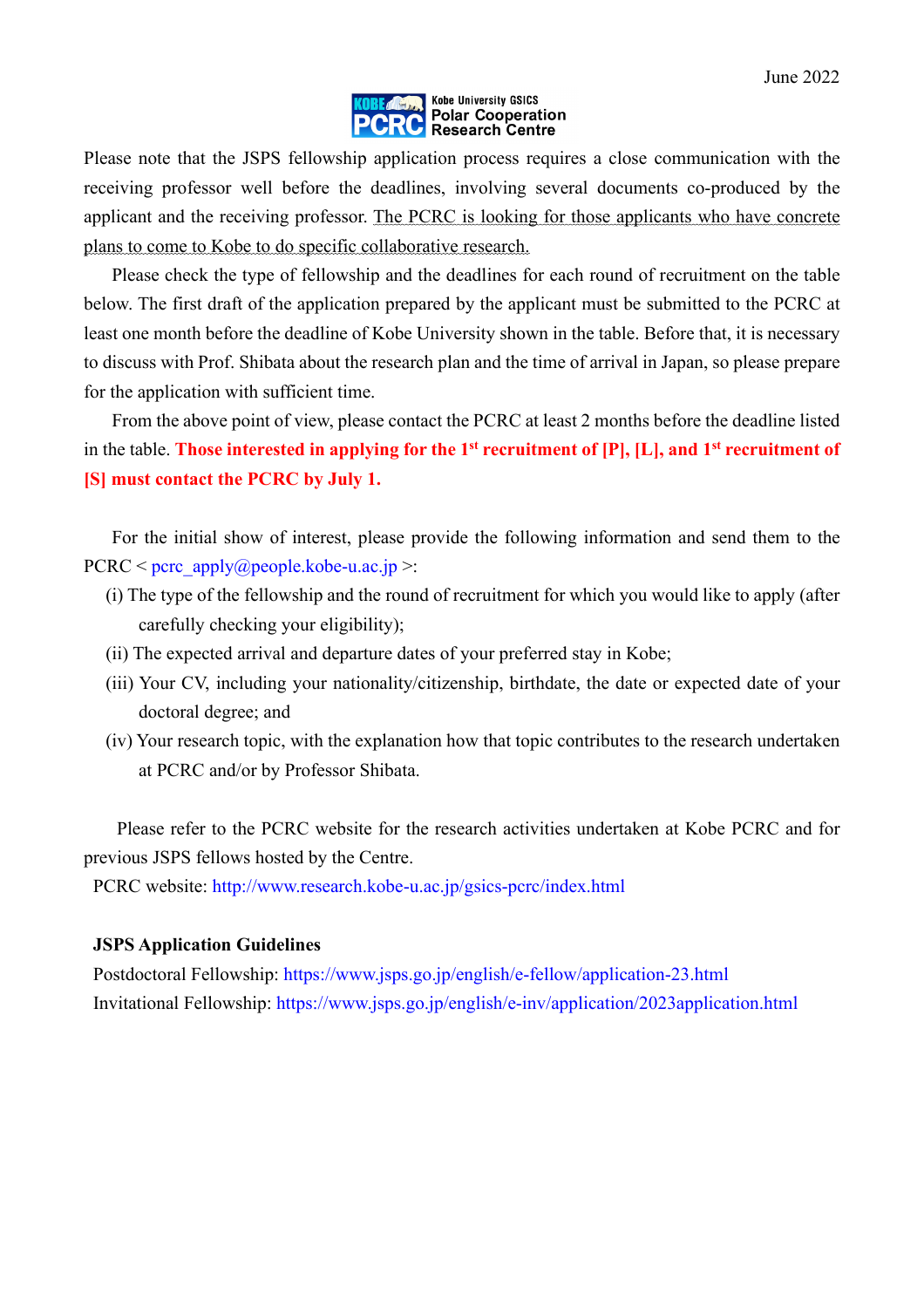June 2022

Kobe University GSICS Polar Cooperation Research Centre

Please note that the JSPS fellowship application process requires a close communication with the receiving professor well before the deadlines, involving several documents co-produced by the applicant and the receiving professor. The PCRC is looking for those applicants who have concrete plans to come to Kobe to do specific collaborative research.

Please check the type of fellowship and the deadlines for each round of recruitment on the table below. The first draft of the application prepared by the applicant must be submitted to the PCRC at least one month before the deadline of Kobe University shown in the table. Before that, it is necessary to discuss with Prof. Shibata about the research plan and the time of arrival in Japan, so please prepare for the application with sufficient time.

From the above point of view, please contact the PCRC at least 2 months before the deadline listed in the table. **Those interested in applying for the 1st recruitment of [P], [L], and 1st recruitment of [S] must contact the PCRC by July 1.**

For the initial show of interest, please provide the following information and send them to the PCRC < pcrc_apply@people.kobe-u.ac.jp >:

(i) The type of the fellowship and the round of recruitment for which you would like to apply (after carefully checking your eligibility);

(ii) The expected arrival and departure dates of your preferred stay in Kobe;

(iii) Your CV, including your nationality/citizenship, birthdate, the date or expected date of your doctoral degree; and

(iv) Your research topic, with the explanation how that topic contributes to the research undertaken at PCRC and/or by Professor Shibata.

Please refer to the PCRC website for the research activities undertaken at Kobe PCRC and for previous JSPS fellows hosted by the Centre.

PCRC website: http://www.research.kobe-u.ac.jp/gsics-pcrc/index.html

**JSPS Application Guidelines**

Postdoctoral Fellowship: https://www.jsps.go.jp/english/e-fellow/application-23.html

Invitational Fellowship: https://www.jsps.go.jp/english/e-inv/application/2023application.html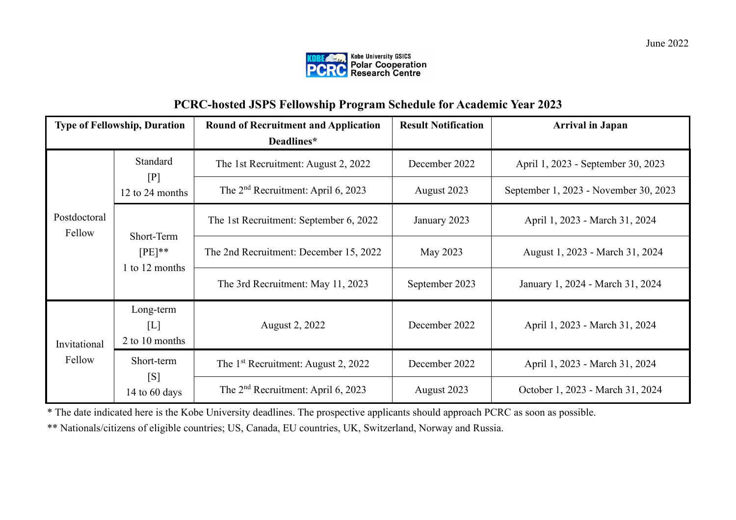June 2022

Kobe University GSICS
Polar Cooperation
Research Centre

## PCRC-hosted JSPS Fellowship Program Schedule for Academic Year 2023

| Type of Fellowship, Duration | | Round of Recruitment and Application Deadlines* | Result Notification | Arrival in Japan |
|---|---|---|---|---|
| Postdoctoral Fellow | Standard [P] 12 to 24 months | The 1st Recruitment: August 2, 2022 | December 2022 | April 1, 2023 - September 30, 2023 |
| | | The 2nd Recruitment: April 6, 2023 | August 2023 | September 1, 2023 - November 30, 2023 |
| | Short-Term [PE]** 1 to 12 months | The 1st Recruitment: September 6, 2022 | January 2023 | April 1, 2023 - March 31, 2024 |
| | | The 2nd Recruitment: December 15, 2022 | May 2023 | August 1, 2023 - March 31, 2024 |
| | | The 3rd Recruitment: May 11, 2023 | September 2023 | January 1, 2024 - March 31, 2024 |
| Invitational Fellow | Long-term [L] 2 to 10 months | August 2, 2022 | December 2022 | April 1, 2023 - March 31, 2024 |
| | Short-term [S] 14 to 60 days | The 1st Recruitment: August 2, 2022 | December 2022 | April 1, 2023 - March 31, 2024 |
| | | The 2nd Recruitment: April 6, 2023 | August 2023 | October 1, 2023 - March 31, 2024 |

* The date indicated here is the Kobe University deadlines. The prospective applicants should approach PCRC as soon as possible.

** Nationals/citizens of eligible countries; US, Canada, EU countries, UK, Switzerland, Norway and Russia.